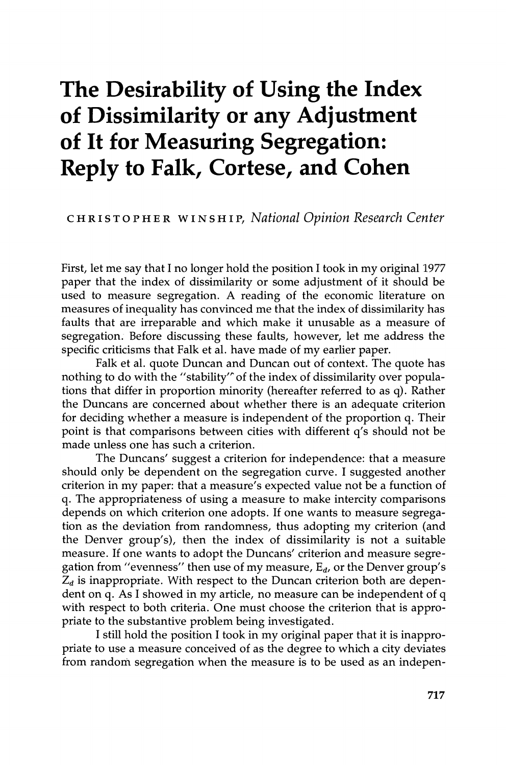# The Desirability of Using the Index of Dissimilarity or any Adjustment of It for Measuring Segregation: Reply to Falk, Cortese, and Cohen

CHRISTOPHER WINSHIP, *National Opinion Research Center*

First, let me say that I no longer hold the position I took in my original 1977 paper that the index of dissimilarity or some adjustment of it should be used to measure segregation. A reading of the economic literature on measures of inequality has convinced me that the index of dissimilarity has faults that are irreparable and which make it unusable as a measure of segregation. Before discussing these faults, however, let me address the specific criticisms that Falk et al. have made of my earlier paper.

Falk et al. quote Duncan and Duncan out of context. The quote has nothing to do with the "stability" of the index of dissimilarity over populations that differ in proportion minority (hereafter referred to as q). Rather the Duncans are concerned about whether there is an adequate criterion for deciding whether a measure is independent of the proportion q. Their point is that comparisons between cities with different q's should not be made unless one has such a criterion.

The Duncans' suggest a criterion for independence: that a measure should only be dependent on the segregation curve. I suggested another criterion in my paper: that a measure's expected value not be a function of q. The appropriateness of using a measure to make intercity comparisons depends on which criterion one adopts. If one wants to measure segregation as the deviation from randomness, thus adopting my criterion (and the Denver group's), then the index of dissimilarity is not a suitable measure. If one wants to adopt the Duncans' criterion and measure segregation from "evenness" then use of my measure, $E_d$, or the Denver group's $Z_d$ is inappropriate. With respect to the Duncan criterion both are dependent on q. As I showed in my article, no measure can be independent of q with respect to both criteria. One must choose the criterion that is appropriate to the substantive problem being investigated.

I still hold the position I took in my original paper that it is inappropriate to use a measure conceived of as the degree to which a city deviates from random segregation when the measure is to be used as an indepen-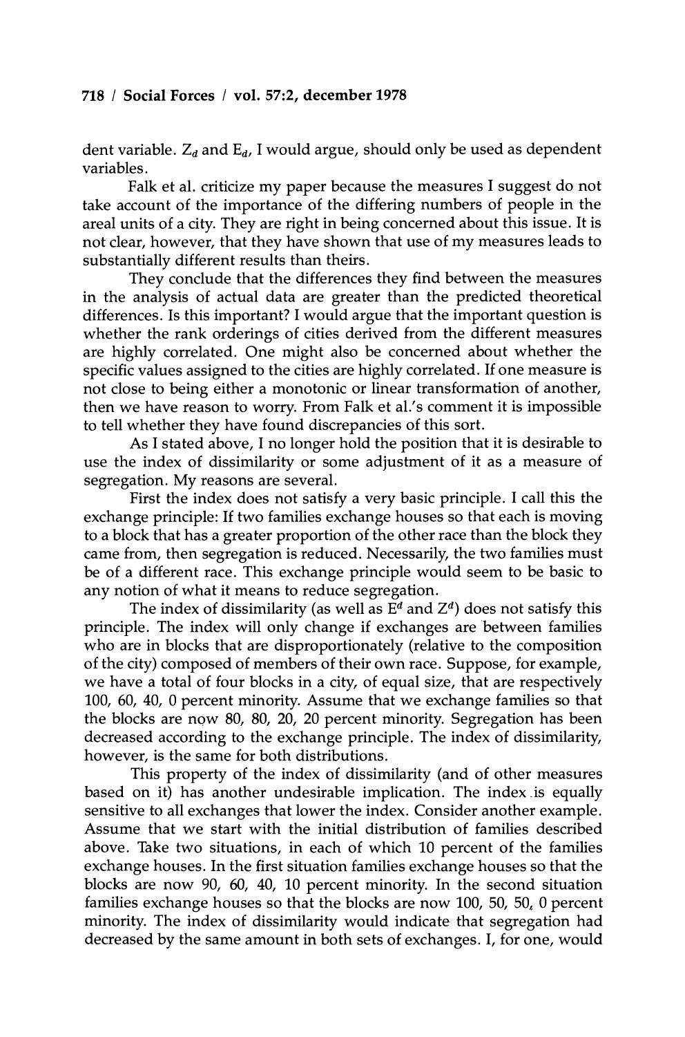dent variable. $Z_d$ and $E_d$, I would argue, should only be used as dependent variables.

Falk et al. criticize my paper because the measures I suggest do not take account of the importance of the differing numbers of people in the areal units of a city. They are right in being concerned about this issue. It is not clear, however, that they have shown that use of my measures leads to substantially different results than theirs.

They conclude that the differences they find between the measures in the analysis of actual data are greater than the predicted theoretical differences. Is this important? I would argue that the important question is whether the rank orderings of cities derived from the different measures are highly correlated. One might also be concerned about whether the specific values assigned to the cities are highly correlated. If one measure is not close to being either a monotonic or linear transformation of another, then we have reason to worry. From Falk et al.'s comment it is impossible to tell whether they have found discrepancies of this sort.

As I stated above, I no longer hold the position that it is desirable to use the index of dissimilarity or some adjustment of it as a measure of segregation. My reasons are several.

First the index does not satisfy a very basic principle. I call this the exchange principle: If two families exchange houses so that each is moving to a block that has a greater proportion of the other race than the block they came from, then segregation is reduced. Necessarily, the two families must be of a different race. This exchange principle would seem to be basic to any notion of what it means to reduce segregation.

The index of dissimilarity (as well as $E^d$ and $Z^d$) does not satisfy this principle. The index will only change if exchanges are between families who are in blocks that are disproportionately (relative to the composition of the city) composed of members of their own race. Suppose, for example, we have a total of four blocks in a city, of equal size, that are respectively 100, 60, 40, 0 percent minority. Assume that we exchange families so that the blocks are now 80, 80, 20, 20 percent minority. Segregation has been decreased according to the exchange principle. The index of dissimilarity, however, is the same for both distributions.

This property of the index of dissimilarity (and of other measures based on it) has another undesirable implication. The index is equally sensitive to all exchanges that lower the index. Consider another example. Assume that we start with the initial distribution of families described above. Take two situations, in each of which 10 percent of the families exchange houses. In the first situation families exchange houses so that the blocks are now 90, 60, 40, 10 percent minority. In the second situation families exchange houses so that the blocks are now 100, 50, 50, 0 percent minority. The index of dissimilarity would indicate that segregation had decreased by the same amount in both sets of exchanges. I, for one, would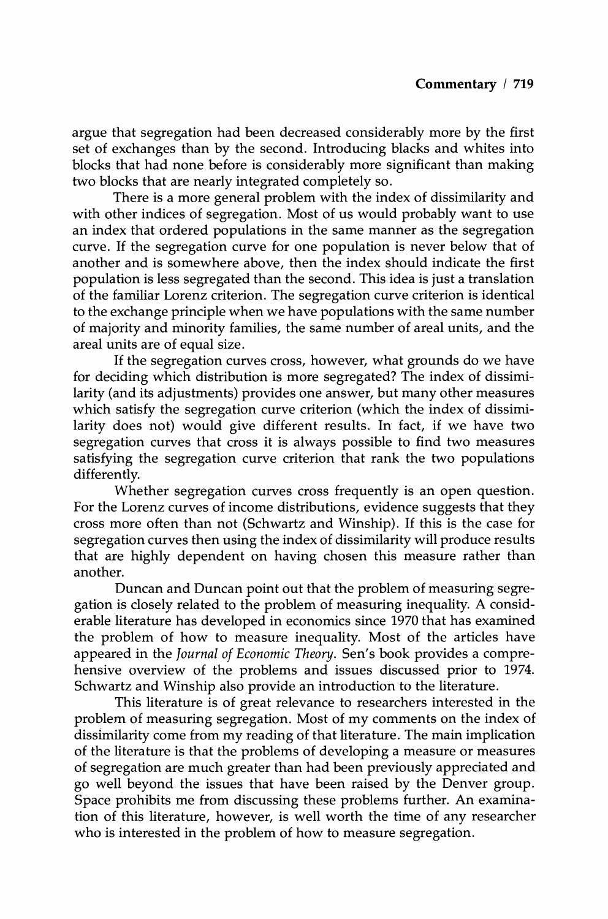argue that segregation had been decreased considerably more by the first set of exchanges than by the second. Introducing blacks and whites into blocks that had none before is considerably more significant than making two blocks that are nearly integrated completely so.

There is a more general problem with the index of dissimilarity and with other indices of segregation. Most of us would probably want to use an index that ordered populations in the same manner as the segregation curve. If the segregation curve for one population is never below that of another and is somewhere above, then the index should indicate the first population is less segregated than the second. This idea is just a translation of the familiar Lorenz criterion. The segregation curve criterion is identical to the exchange principle when we have populations with the same number of majority and minority families, the same number of areal units, and the areal units are of equal size.

If the segregation curves cross, however, what grounds do we have for deciding which distribution is more segregated? The index of dissimilarity (and its adjustments) provides one answer, but many other measures which satisfy the segregation curve criterion (which the index of dissimilarity does not) would give different results. In fact, if we have two segregation curves that cross it is always possible to find two measures satisfying the segregation curve criterion that rank the two populations differently.

Whether segregation curves cross frequently is an open question. For the Lorenz curves of income distributions, evidence suggests that they cross more often than not (Schwartz and Winship). If this is the case for segregation curves then using the index of dissimilarity will produce results that are highly dependent on having chosen this measure rather than another.

Duncan and Duncan point out that the problem of measuring segregation is closely related to the problem of measuring inequality. A considerable literature has developed in economics since 1970 that has examined the problem of how to measure inequality. Most of the articles have appeared in the *Journal of Economic Theory*. Sen's book provides a comprehensive overview of the problems and issues discussed prior to 1974. Schwartz and Winship also provide an introduction to the literature.

This literature is of great relevance to researchers interested in the problem of measuring segregation. Most of my comments on the index of dissimilarity come from my reading of that literature. The main implication of the literature is that the problems of developing a measure or measures of segregation are much greater than had been previously appreciated and go well beyond the issues that have been raised by the Denver group. Space prohibits me from discussing these problems further. An examination of this literature, however, is well worth the time of any researcher who is interested in the problem of how to measure segregation.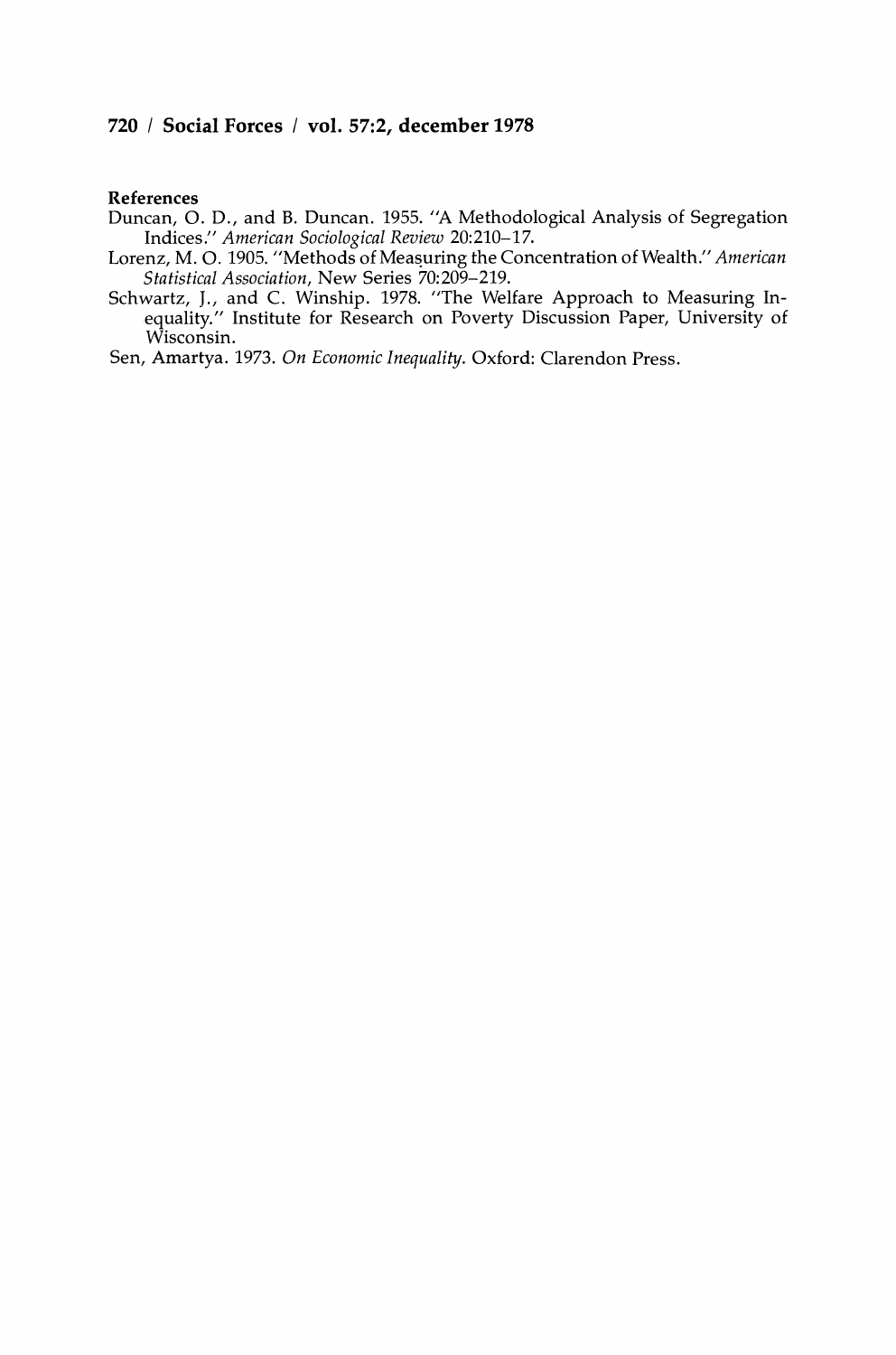### References

Duncan, O. D., and B. Duncan. 1955. "A Methodological Analysis of Segregation Indices." *American Sociological Review* 20:210–17.

Lorenz, M. O. 1905. "Methods of Measuring the Concentration of Wealth." *American Statistical Association*, New Series 70:209–219.

Schwartz, J., and C. Winship. 1978. "The Welfare Approach to Measuring Inequality." Institute for Research on Poverty Discussion Paper, University of Wisconsin.

Sen, Amartya. 1973. *On Economic Inequality*. Oxford: Clarendon Press.